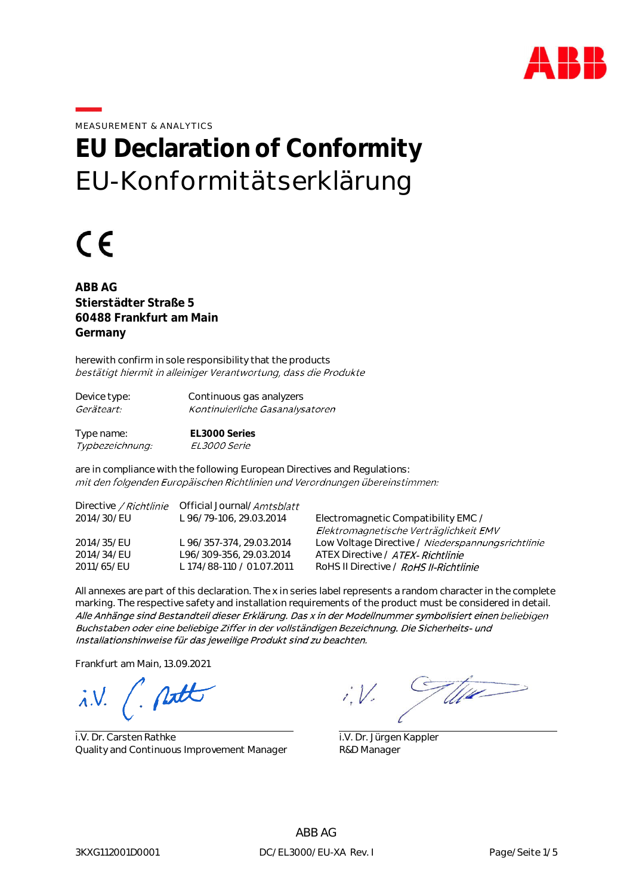MEASUREMENT & ANALYTICS

# EU Declaration of Conformity

# EU-Konformitätserklärung

CE

**ABB AG**
**Stierstädter Straße 5**
**60488 Frankfurt am Main**
**Germany**

herewith confirm in sole responsibility that the products
*bestätigt hiermit in alleiniger Verantwortung, dass die Produkte*

| | |
|---|---|
| Device type:<br>*Geräteart:* | Continuous gas analyzers<br>*Kontinuierliche Gasanalysatoren* |
| Type name:<br>*Typbezeichnung:* | **EL3000 Series**<br>*EL3000 Serie* |

are in compliance with the following European Directives and Regulations:
*mit den folgenden Europäischen Richtlinien und Verordnungen übereinstimmen:*

| Directive */ Richtlinie* | Official Journal/ *Amtsblatt* | |
|---|---|---|
| 2014/30/EU | L 96/79-106, 29.03.2014 | Electromagnetic Compatibility EMC / *Elektromagnetische Verträglichkeit EMV* |
| 2014/35/EU | L 96/357-374, 29.03.2014 | Low Voltage Directive / *Niederspannungsrichtlinie* |
| 2014/34/EU | L96/309-356, 29.03.2014 | ATEX Directive / *ATEX- Richtlinie* |
| 2011/65/EU | L 174/88-110 / 01.07.2011 | RoHS II Directive / *RoHS II-Richtlinie* |

All annexes are part of this declaration. The x in series label represents a random character in the complete marking. The respective safety and installation requirements of the product must be considered in detail.
*Alle Anhänge sind Bestandteil dieser Erklärung. Das x in der Modellnummer symbolisiert einen beliebigen Buchstaben oder eine beliebige Ziffer in der vollständigen Bezeichnung. Die Sicherheits- und Installationshinweise für das jeweilige Produkt sind zu beachten.*

Frankfurt am Main, 13.09.2021

| | |
|---|---|
| i.V. Dr. Carsten Rathke<br>Quality and Continuous Improvement Manager | i.V. Dr. Jürgen Kappler<br>R&D Manager |

ABB AG

3KXG112001D0001 DC/EL3000/EU-XA Rev. I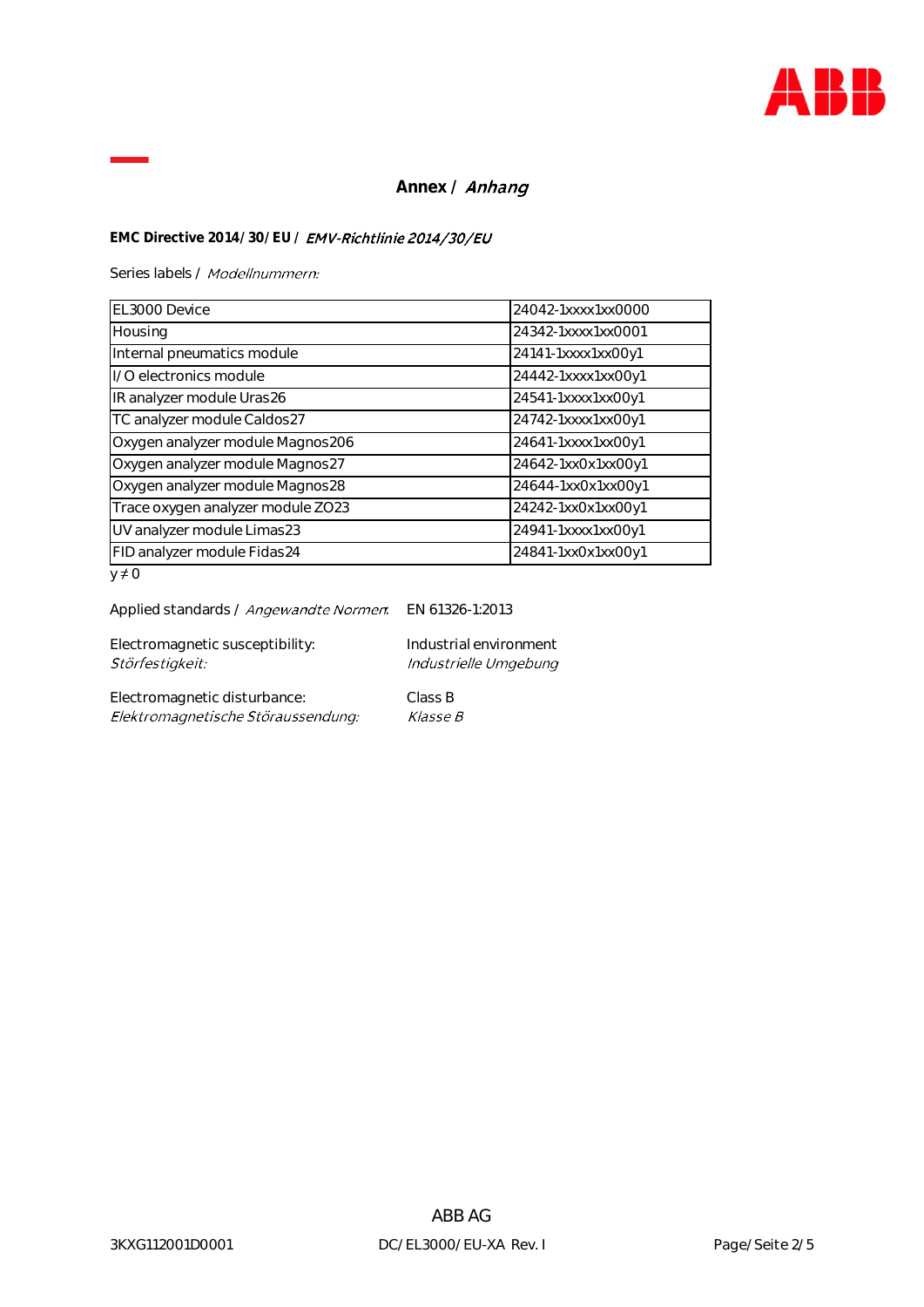## Annex / *Anhang*

**EMC Directive 2014/30/EU /** ***EMV-Richtlinie 2014/30/EU***

Series labels / *Modellnummern:*

| | |
|---|---|
| EL3000 Device | 24042-1xxxx1xx0000 |
| Housing | 24342-1xxxx1xx0001 |
| Internal pneumatics module | 24141-1xxxx1xx00y1 |
| I/O electronics module | 24442-1xxxx1xx00y1 |
| IR analyzer module Uras26 | 24541-1xxxx1xx00y1 |
| TC analyzer module Caldos27 | 24742-1xxxx1xx00y1 |
| Oxygen analyzer module Magnos206 | 24641-1xxxx1xx00y1 |
| Oxygen analyzer module Magnos27 | 24642-1xx0x1xx00y1 |
| Oxygen analyzer module Magnos28 | 24644-1xx0x1xx00y1 |
| Trace oxygen analyzer module ZO23 | 24242-1xx0x1xx00y1 |
| UV analyzer module Limas23 | 24941-1xxxx1xx00y1 |
| FID analyzer module Fidas24 | 24841-1xx0x1xx00y1 |

$y \neq 0$

Applied standards / *Angewandte Normen:* EN 61326-1:2013

Electromagnetic susceptibility: Industrial environment
*Störfestigkeit: Industrielle Umgebung*

Electromagnetic disturbance: Class B
*Elektromagnetische Störaussendung: Klasse B*

ABB AG

3KXG112001D0001 DC/EL3000/EU-XA Rev. I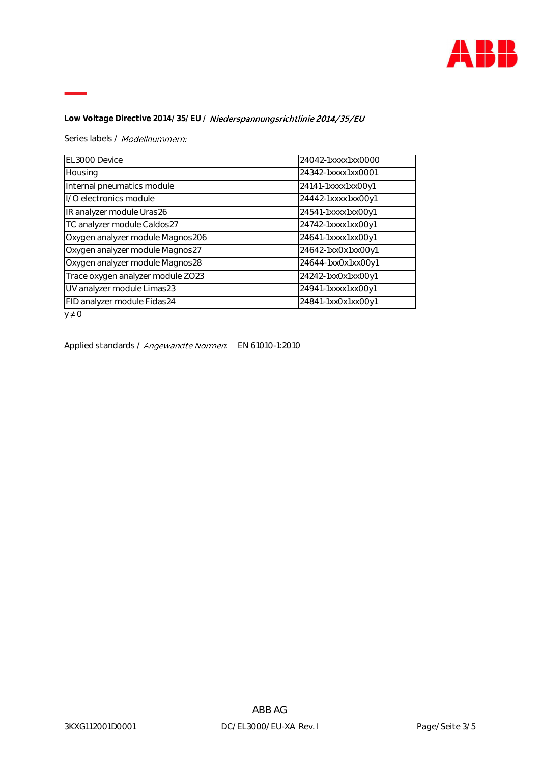**Low Voltage Directive 2014/35/EU /** *Niederspannungsrichtlinie 2014/35/EU*

Series labels / *Modellnummern:*

| | |
|---|---|
| EL3000 Device | 24042-1xxxx1xx0000 |
| Housing | 24342-1xxxx1xx0001 |
| Internal pneumatics module | 24141-1xxxx1xx00y1 |
| I/O electronics module | 24442-1xxxx1xx00y1 |
| IR analyzer module Uras26 | 24541-1xxxx1xx00y1 |
| TC analyzer module Caldos27 | 24742-1xxxx1xx00y1 |
| Oxygen analyzer module Magnos206 | 24641-1xxxx1xx00y1 |
| Oxygen analyzer module Magnos27 | 24642-1xx0x1xx00y1 |
| Oxygen analyzer module Magnos28 | 24644-1xx0x1xx00y1 |
| Trace oxygen analyzer module ZO23 | 24242-1xx0x1xx00y1 |
| UV analyzer module Limas23 | 24941-1xxxx1xx00y1 |
| FID analyzer module Fidas24 | 24841-1xx0x1xx00y1 |

$y \neq 0$

Applied standards / *Angewandte Normen:* EN 61010-1:2010

ABB AG

3KXG112001D0001 DC/EL3000/EU-XA Rev. I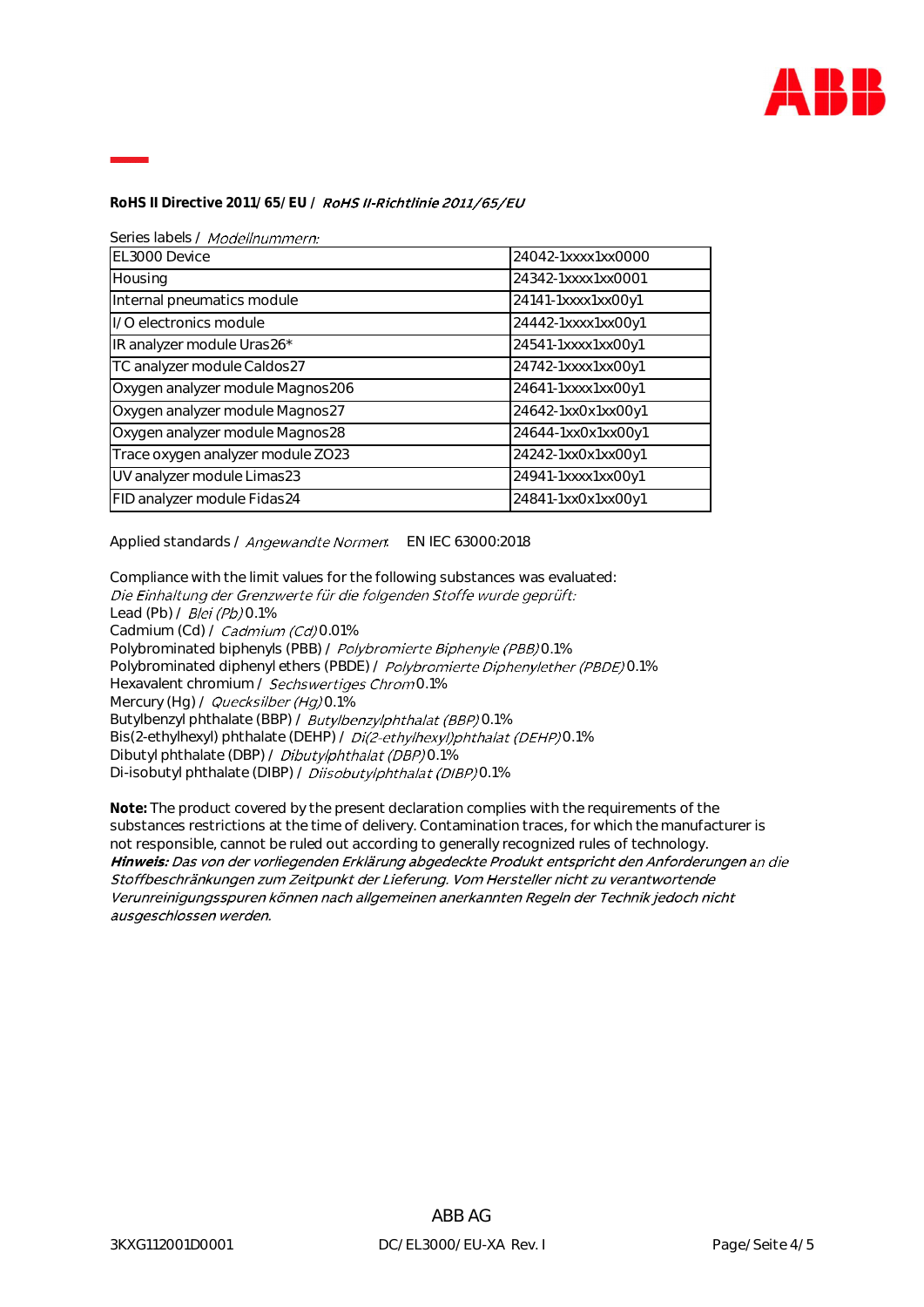**RoHS II Directive 2011/65/EU /** ***RoHS II-Richtlinie 2011/65/EU***

Series labels / *Modellnummern:*

| | |
|---|---|
| EL3000 Device | 24042-1xxxx1xx0000 |
| Housing | 24342-1xxxx1xx0001 |
| Internal pneumatics module | 24141-1xxxx1xx00y1 |
| I/O electronics module | 24442-1xxxx1xx00y1 |
| IR analyzer module Uras26* | 24541-1xxxx1xx00y1 |
| TC analyzer module Caldos27 | 24742-1xxxx1xx00y1 |
| Oxygen analyzer module Magnos206 | 24641-1xxxx1xx00y1 |
| Oxygen analyzer module Magnos27 | 24642-1xx0x1xx00y1 |
| Oxygen analyzer module Magnos28 | 24644-1xx0x1xx00y1 |
| Trace oxygen analyzer module ZO23 | 24242-1xx0x1xx00y1 |
| UV analyzer module Limas23 | 24941-1xxxx1xx00y1 |
| FID analyzer module Fidas24 | 24841-1xx0x1xx00y1 |

Applied standards / *Angewandte Normen:* EN IEC 63000:2018

Compliance with the limit values for the following substances was evaluated:
*Die Einhaltung der Grenzwerte für die folgenden Stoffe wurde geprüft:*
Lead (Pb) / *Blei (Pb)* 0.1%
Cadmium (Cd) / *Cadmium (Cd)* 0.01%
Polybrominated biphenyls (PBB) / *Polybromierte Biphenyle (PBB)* 0.1%
Polybrominated diphenyl ethers (PBDE) / *Polybromierte Diphenylether (PBDE)* 0.1%
Hexavalent chromium / *Sechswertiges Chrom* 0.1%
Mercury (Hg) / *Quecksilber (Hg)* 0.1%
Butylbenzyl phthalate (BBP) / *Butylbenzylphthalat (BBP)* 0.1%
Bis(2-ethylhexyl) phthalate (DEHP) / *Di(2-ethylhexyl)phthalat (DEHP)* 0.1%
Dibutyl phthalate (DBP) / *Dibutylphthalat (DBP)* 0.1%
Di-isobutyl phthalate (DIBP) / *Diisobutylphthalat (DIBP)* 0.1%

**Note:** The product covered by the present declaration complies with the requirements of the substances restrictions at the time of delivery. Contamination traces, for which the manufacturer is not responsible, cannot be ruled out according to generally recognized rules of technology.
***Hinweis:*** *Das von der vorliegenden Erklärung abgedeckte Produkt entspricht den Anforderungen an die Stoffbeschränkungen zum Zeitpunkt der Lieferung. Vom Hersteller nicht zu verantwortende Verunreinigungsspuren können nach allgemeinen anerkannten Regeln der Technik jedoch nicht ausgeschlossen werden.*

ABB AG

3KXG112001D0001 DC/EL3000/EU-XA Rev. I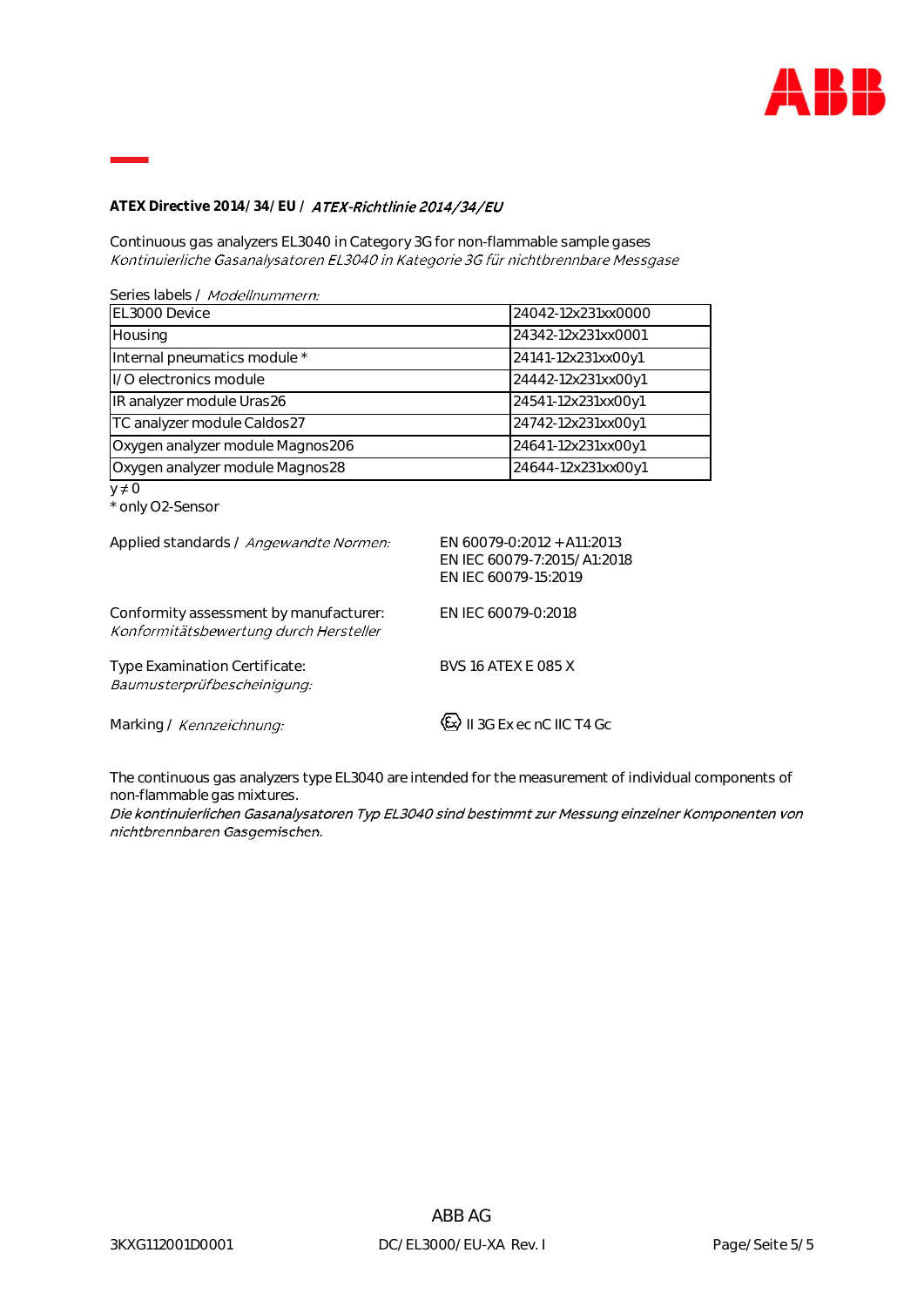**ATEX Directive 2014/34/EU** / *ATEX-Richtlinie 2014/34/EU*

Continuous gas analyzers EL3040 in Category 3G for non-flammable sample gases
*Kontinuierliche Gasanalysatoren EL3040 in Kategorie 3G für nichtbrennbare Messgase*

Series labels / *Modellnummern:*

| | |
|---|---|
| EL3000 Device | 24042-12x231xx0000 |
| Housing | 24342-12x231xx0001 |
| Internal pneumatics module * | 24141-12x231xx00y1 |
| I/O electronics module | 24442-12x231xx00y1 |
| IR analyzer module Uras26 | 24541-12x231xx00y1 |
| TC analyzer module Caldos27 | 24742-12x231xx00y1 |
| Oxygen analyzer module Magnos206 | 24641-12x231xx00y1 |
| Oxygen analyzer module Magnos28 | 24644-12x231xx00y1 |

$y \neq 0$
* only O2-Sensor

Applied standards / *Angewandte Normen:*
EN 60079-0:2012 + A11:2013
EN IEC 60079-7:2015/A1:2018
EN IEC 60079-15:2019

Conformity assessment by manufacturer: / *Konformitätsbewertung durch Hersteller*
EN IEC 60079-0:2018

Type Examination Certificate: / *Baumusterprüfbescheinigung:*
BVS 16 ATEX E 085 X

Marking / *Kennzeichnung:*
Ex II 3G Ex ec nC IIC T4 Gc

The continuous gas analyzers type EL3040 are intended for the measurement of individual components of non-flammable gas mixtures.
*Die kontinuierlichen Gasanalysatoren Typ EL3040 sind bestimmt zur Messung einzelner Komponenten von nichtbrennbaren Gasgemischen.*

ABB AG

3KXG112001D0001 DC/EL3000/EU-XA Rev. I